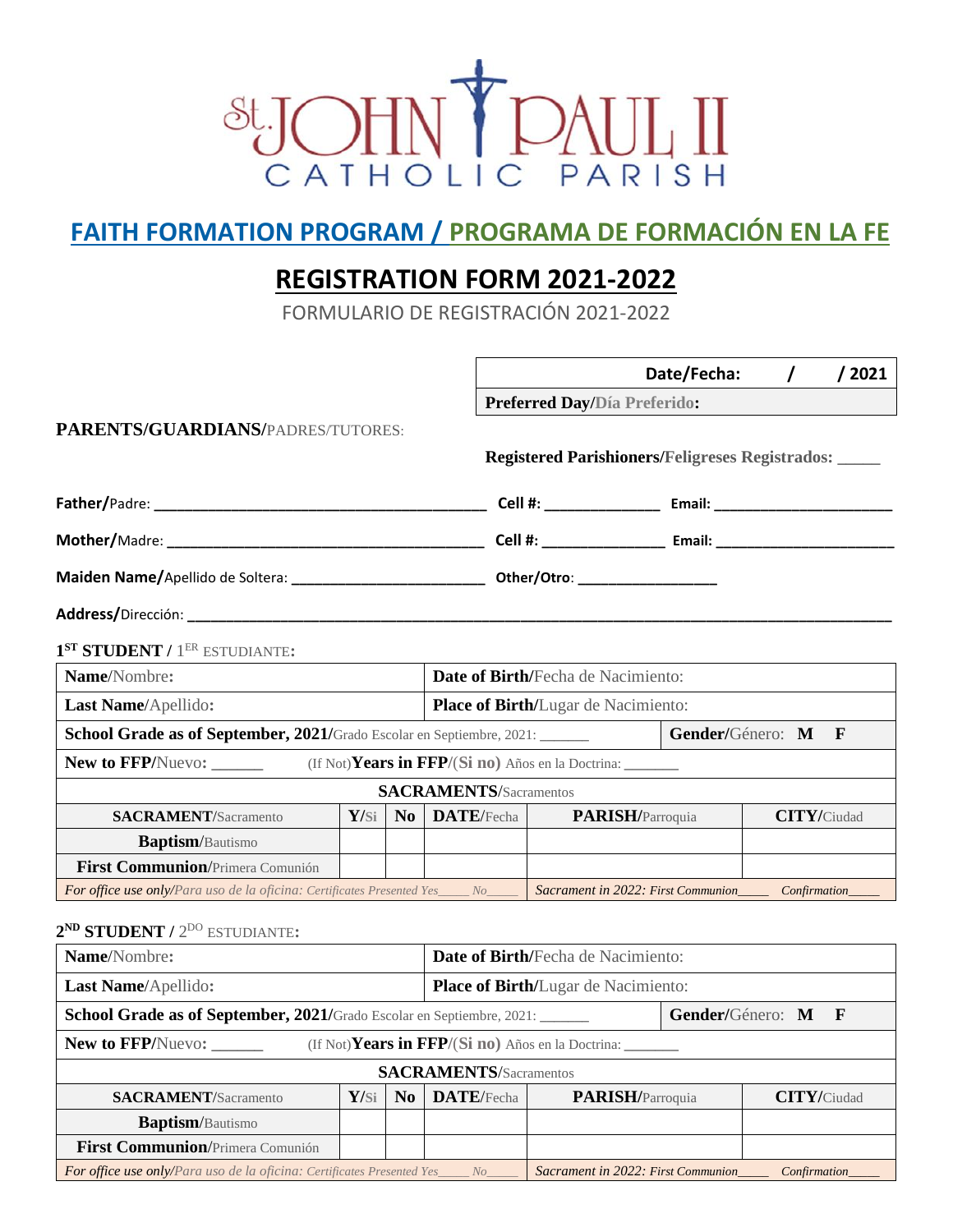# St. JOHN PAUL II CATHOLIC PARISH

## FAITH FORMATION PROGRAM / PROGRAMA DE FORMACIÓN EN LA FE

## REGISTRATION FORM 2021-2022

FORMULARIO DE REGISTRACIÓN 2021-2022

| **Date/Fecha:** / / 2021 |
|---|
| **Preferred Day/Día Preferido:** |

**PARENTS/GUARDIANS/**PADRES/TUTORES:

**Registered Parishioners/Feligreses Registrados:** _____

**Father/**Padre: ________________________________________ **Cell #:** ______________ **Email:** ______________________

**Mother/**Madre: ________________________________________ **Cell #:** _______________ **Email:** ______________________

**Maiden Name/**Apellido de Soltera: ________________________ **Other/Otro**: _________________

**Address/**Dirección: ______________________________________________________________________________________

**1ST STUDENT / 1ER ESTUDIANTE:**

| | | | | | |
|---|---|---|---|---|---|
| **Name**/Nombre: | | | **Date of Birth/**Fecha de Nacimiento: | | |
| **Last Name**/Apellido: | | | **Place of Birth/**Lugar de Nacimiento: | | |
| **School Grade as of September, 2021/**Grado Escolar en Septiembre, 2021: ______ | | | | | **Gender/**Género: **M F** |
| **New to FFP/**Nuevo: ______ (If Not) **Years in FFP/**(**Si no**) Años en la Doctrina: _______ | | | | | |
| **SACRAMENTS/**Sacramentos | | | | | |
| **SACRAMENT**/Sacramento | **Y**/Si | **No** | **DATE/**Fecha | **PARISH/**Parroquia | **CITY/**Ciudad |
| **Baptism**/Bautismo | | | | | |
| **First Communion**/Primera Comunión | | | | | |
| *For office use only/Para uso de la oficina: Certificates Presented Yes_____ No_____* | | | | *Sacrament in 2022: First Communion_____ Confirmation_____* | |

**2ND STUDENT / 2DO ESTUDIANTE:**

| | | | | | |
|---|---|---|---|---|---|
| **Name**/Nombre: | | | **Date of Birth/**Fecha de Nacimiento: | | |
| **Last Name**/Apellido: | | | **Place of Birth/**Lugar de Nacimiento: | | |
| **School Grade as of September, 2021/**Grado Escolar en Septiembre, 2021: ______ | | | | | **Gender/**Género: **M F** |
| **New to FFP/**Nuevo: ______ (If Not) **Years in FFP/**(**Si no**) Años en la Doctrina: _______ | | | | | |
| **SACRAMENTS/**Sacramentos | | | | | |
| **SACRAMENT**/Sacramento | **Y**/Si | **No** | **DATE/**Fecha | **PARISH/**Parroquia | **CITY/**Ciudad |
| **Baptism**/Bautismo | | | | | |
| **First Communion**/Primera Comunión | | | | | |
| *For office use only/Para uso de la oficina: Certificates Presented Yes_____ No_____* | | | | *Sacrament in 2022: First Communion_____ Confirmation_____* | |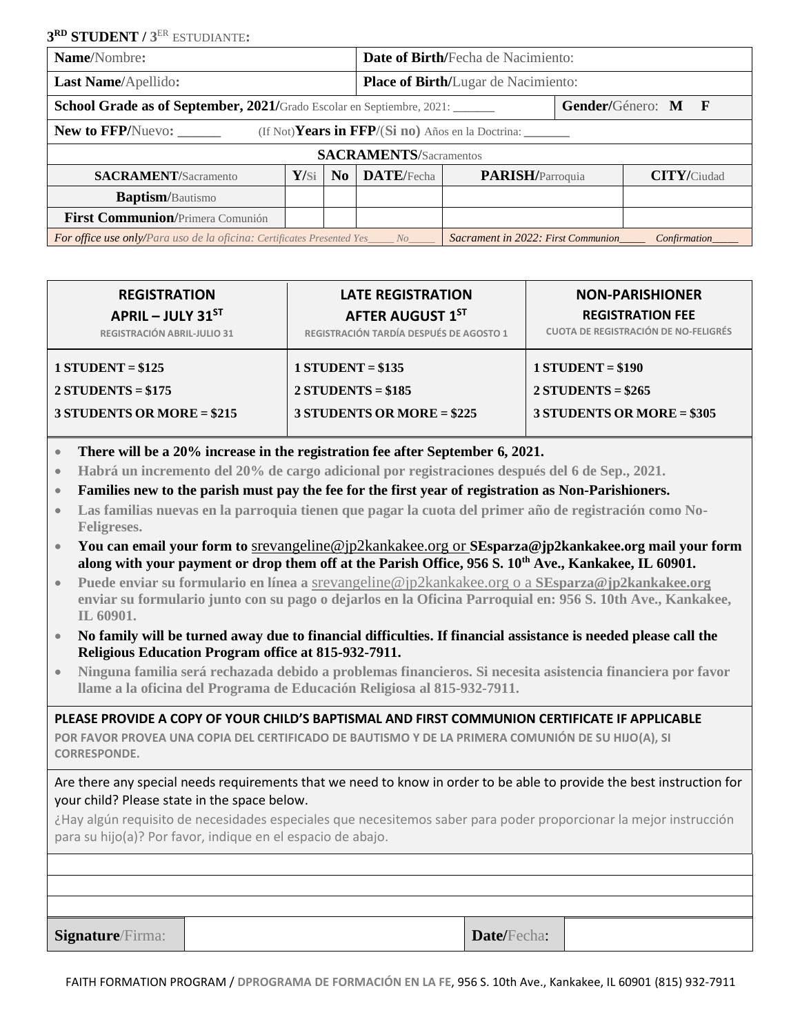**3RD STUDENT / 3ER ESTUDIANTE:**

| | | | | | |
|---|---|---|---|---|---|
| **Name**/Nombre: | | | **Date of Birth/**Fecha de Nacimiento: | | |
| **Last Name**/Apellido: | | | **Place of Birth/**Lugar de Nacimiento: | | |
| **School Grade as of September, 2021/**Grado Escolar en Septiembre, 2021: ______ | | | | **Gender/**Género: **M F** | |
| **New to FFP/**Nuevo: ______ (If Not) **Years in FFP**/(**Si no**) Años en la Doctrina: ______ | | | | | |
| **SACRAMENTS**/Sacramentos | | | | | |
| **SACRAMENT**/Sacramento | **Y/**Si | **No** | **DATE/**Fecha | **PARISH/**Parroquia | **CITY/**Ciudad |
| **Baptism**/Bautismo | | | | | |
| **First Communion**/Primera Comunión | | | | | |
| *For office use only/Para uso de la oficina: Certificates Presented Yes_____ No_____* | | | | *Sacrament in 2022: First Communion_____ Confirmation_____* | |

| **REGISTRATION APRIL – JULY 31ST** REGISTRACIÓN ABRIL-JULIO 31 | **LATE REGISTRATION AFTER AUGUST 1ST** REGISTRACIÓN TARDÍA DESPUÉS DE AGOSTO 1 | **NON-PARISHIONER REGISTRATION FEE** CUOTA DE REGISTRACIÓN DE NO-FELIGRÉS |
|---|---|---|
| **1 STUDENT = $125** | **1 STUDENT = $135** | **1 STUDENT = $190** |
| **2 STUDENTS = $175** | **2 STUDENTS = $185** | **2 STUDENTS = $265** |
| **3 STUDENTS OR MORE = $215** | **3 STUDENTS OR MORE = $225** | **3 STUDENTS OR MORE = $305** |

- **There will be a 20% increase in the registration fee after September 6, 2021.**
- **Habrá un incremento del 20% de cargo adicional por registraciones después del 6 de Sep., 2021.**
- **Families new to the parish must pay the fee for the first year of registration as Non-Parishioners.**
- **Las familias nuevas en la parroquia tienen que pagar la cuota del primer año de registración como No-Feligreses.**
- **You can email your form to** srevangeline@jp2kankakee.org or **SEsparza@jp2kankakee.org mail your form along with your payment or drop them off at the Parish Office, 956 S. 10th Ave., Kankakee, IL 60901.**
- **Puede enviar su formulario en línea a** srevangeline@jp2kankakee.org o a **SEsparza@jp2kankakee.org enviar su formulario junto con su pago o dejarlos en la Oficina Parroquial en: 956 S. 10th Ave., Kankakee, IL 60901.**
- **No family will be turned away due to financial difficulties. If financial assistance is needed please call the Religious Education Program office at 815-932-7911.**
- **Ninguna familia será rechazada debido a problemas financieros. Si necesita asistencia financiera por favor llame a la oficina del Programa de Educación Religiosa al 815-932-7911.**

**PLEASE PROVIDE A COPY OF YOUR CHILD'S BAPTISMAL AND FIRST COMMUNION CERTIFICATE IF APPLICABLE**

**POR FAVOR PROVEA UNA COPIA DEL CERTIFICADO DE BAUTISMO Y DE LA PRIMERA COMUNIÓN DE SU HIJO(A), SI CORRESPONDE.**

Are there any special needs requirements that we need to know in order to be able to provide the best instruction for your child? Please state in the space below.

¿Hay algún requisito de necesidades especiales que necesitemos saber para poder proporcionar la mejor instrucción para su hijo(a)? Por favor, indique en el espacio de abajo.

| | | | |
|---|---|---|---|
| **Signature**/Firma: | | **Date/**Fecha: | |

FAITH FORMATION PROGRAM / **DPROGRAMA DE FORMACIÓN EN LA FE**, 956 S. 10th Ave., Kankakee, IL 60901 (815) 932-7911